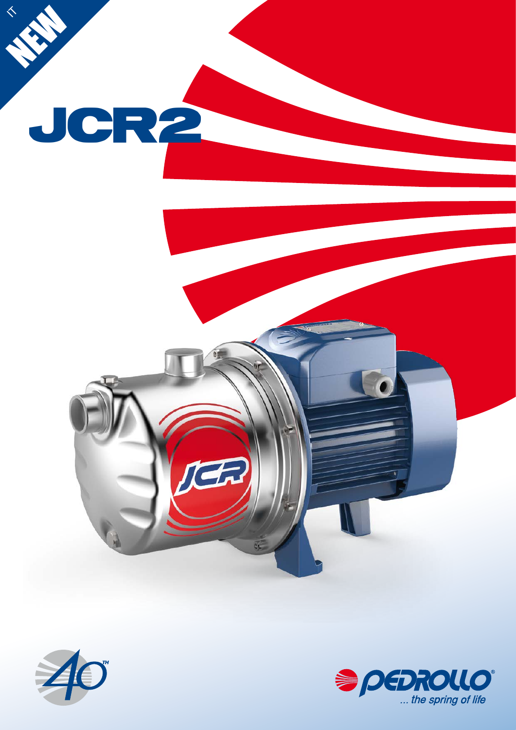IT

NEW

# JCR2

JCR

40TH

PEDROLLO®

*... the spring of life*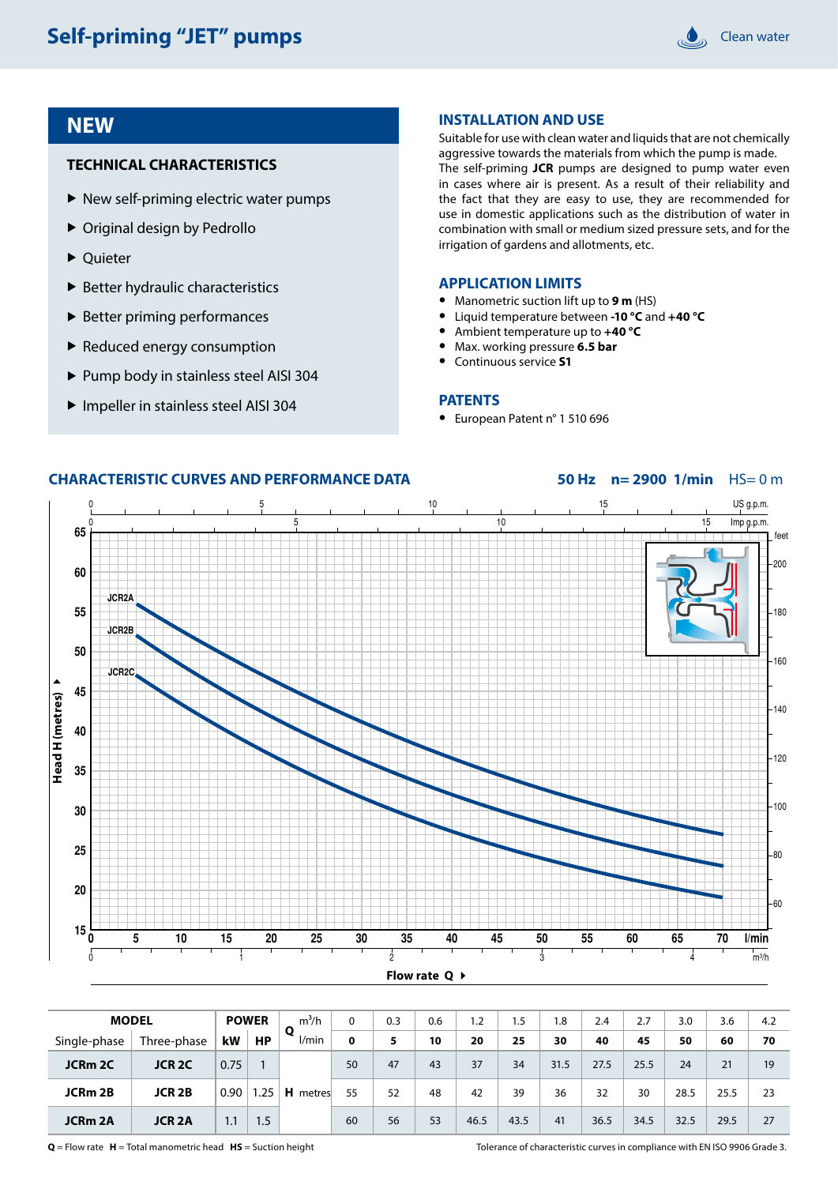# Self-priming "JET" pumps

Clean water

## NEW

### TECHNICAL CHARACTERISTICS

- New self-priming electric water pumps
- Original design by Pedrollo
- Quieter
- Better hydraulic characteristics
- Better priming performances
- Reduced energy consumption
- Pump body in stainless steel AISI 304
- Impeller in stainless steel AISI 304

### INSTALLATION AND USE

Suitable for use with clean water and liquids that are not chemically aggressive towards the materials from which the pump is made.
The self-priming **JCR** pumps are designed to pump water even in cases where air is present. As a result of their reliability and the fact that they are easy to use, they are recommended for use in domestic applications such as the distribution of water in combination with small or medium sized pressure sets, and for the irrigation of gardens and allotments, etc.

### APPLICATION LIMITS

- Manometric suction lift up to **9 m** (HS)
- Liquid temperature between **-10 °C** and **+40 °C**
- Ambient temperature up to **+40 °C**
- Max. working pressure **6.5 bar**
- Continuous service **S1**

### PATENTS

- European Patent n° 1 510 696

### CHARACTERISTIC CURVES AND PERFORMANCE DATA

**50 Hz n= 2900 1/min** HS= 0 m

| MODEL | | POWER | | Q m³/h | 0 | 0.3 | 0.6 | 1.2 | 1.5 | 1.8 | 2.4 | 2.7 | 3.0 | 3.6 | 4.2 |
|---|---|---|---|---|---|---|---|---|---|---|---|---|---|---|---|
| Single-phase | Three-phase | kW | HP | l/min | **0** | **5** | **10** | **20** | **25** | **30** | **40** | **45** | **50** | **60** | **70** |
| **JCRm 2C** | **JCR 2C** | 0.75 | 1 | **H** metres | 50 | 47 | 43 | 37 | 34 | 31.5 | 27.5 | 25.5 | 24 | 21 | 19 |
| **JCRm 2B** | **JCR 2B** | 0.90 | 1.25 | | 55 | 52 | 48 | 42 | 39 | 36 | 32 | 30 | 28.5 | 25.5 | 23 |
| **JCRm 2A** | **JCR 2A** | 1.1 | 1.5 | | 60 | 56 | 53 | 46.5 | 43.5 | 41 | 36.5 | 34.5 | 32.5 | 29.5 | 27 |

**Q** = Flow rate **H** = Total manometric head **HS** = Suction height

Tolerance of characteristic curves in compliance with EN ISO 9906 Grade 3.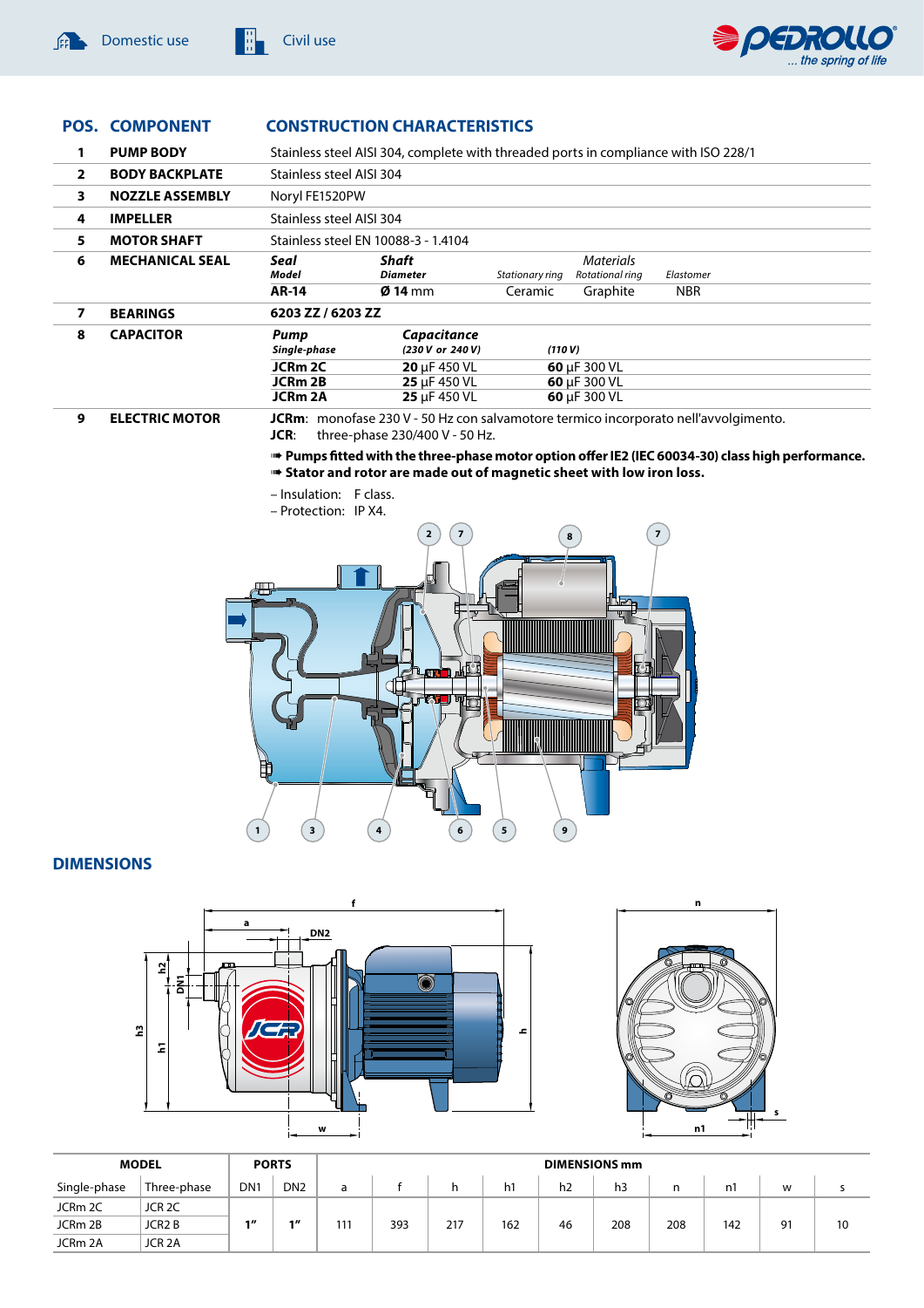Domestic use    Civil use

| POS. | COMPONENT | CONSTRUCTION CHARACTERISTICS |
|---|---|---|
| 1 | PUMP BODY | Stainless steel AISI 304, complete with threaded ports in compliance with ISO 228/1 |
| 2 | BODY BACKPLATE | Stainless steel AISI 304 |
| 3 | NOZZLE ASSEMBLY | Noryl FE1520PW |
| 4 | IMPELLER | Stainless steel AISI 304 |
| 5 | MOTOR SHAFT | Stainless steel EN 10088-3 - 1.4104 |
| 6 | MECHANICAL SEAL | see table below |
| 7 | BEARINGS | **6203 ZZ / 6203 ZZ** |
| 8 | CAPACITOR | see table below |
| 9 | ELECTRIC MOTOR | see text below |

**6 MECHANICAL SEAL**

| *Seal* Model | *Shaft* Diameter | *Materials* Stationary ring | Rotational ring | Elastomer |
|---|---|---|---|---|
| **AR-14** | **Ø 14** mm | Ceramic | Graphite | NBR |

**8 CAPACITOR**

| *Pump* Single-phase | *Capacitance* (230 V or 240 V) | (110 V) |
|---|---|---|
| **JCRm 2C** | **20** μF 450 VL | **60** μF 300 VL |
| **JCRm 2B** | **25** μF 450 VL | **60** μF 300 VL |
| **JCRm 2A** | **25** μF 450 VL | **60** μF 300 VL |

**9 ELECTRIC MOTOR**

**JCRm**: monofase 230 V - 50 Hz con salvamotore termico incorporato nell'avvolgimento.
**JCR**: three-phase 230/400 V - 50 Hz.

➠ **Pumps fitted with the three-phase motor option offer IE2 (IEC 60034-30) class high performance.**
➠ **Stator and rotor are made out of magnetic sheet with low iron loss.**

– Insulation: F class.
– Protection: IP X4.

## DIMENSIONS

| MODEL | | PORTS | | DIMENSIONS mm | | | | | | | | | |
|---|---|---|---|---|---|---|---|---|---|---|---|---|---|
| Single-phase | Three-phase | DN1 | DN2 | a | f | h | h1 | h2 | h3 | n | n1 | w | s |
| JCRm 2C | JCR 2C | 1" | 1" | 111 | 393 | 217 | 162 | 46 | 208 | 208 | 142 | 91 | 10 |
| JCRm 2B | JCR2 B | | | | | | | | | | | | |
| JCRm 2A | JCR 2A | | | | | | | | | | | | |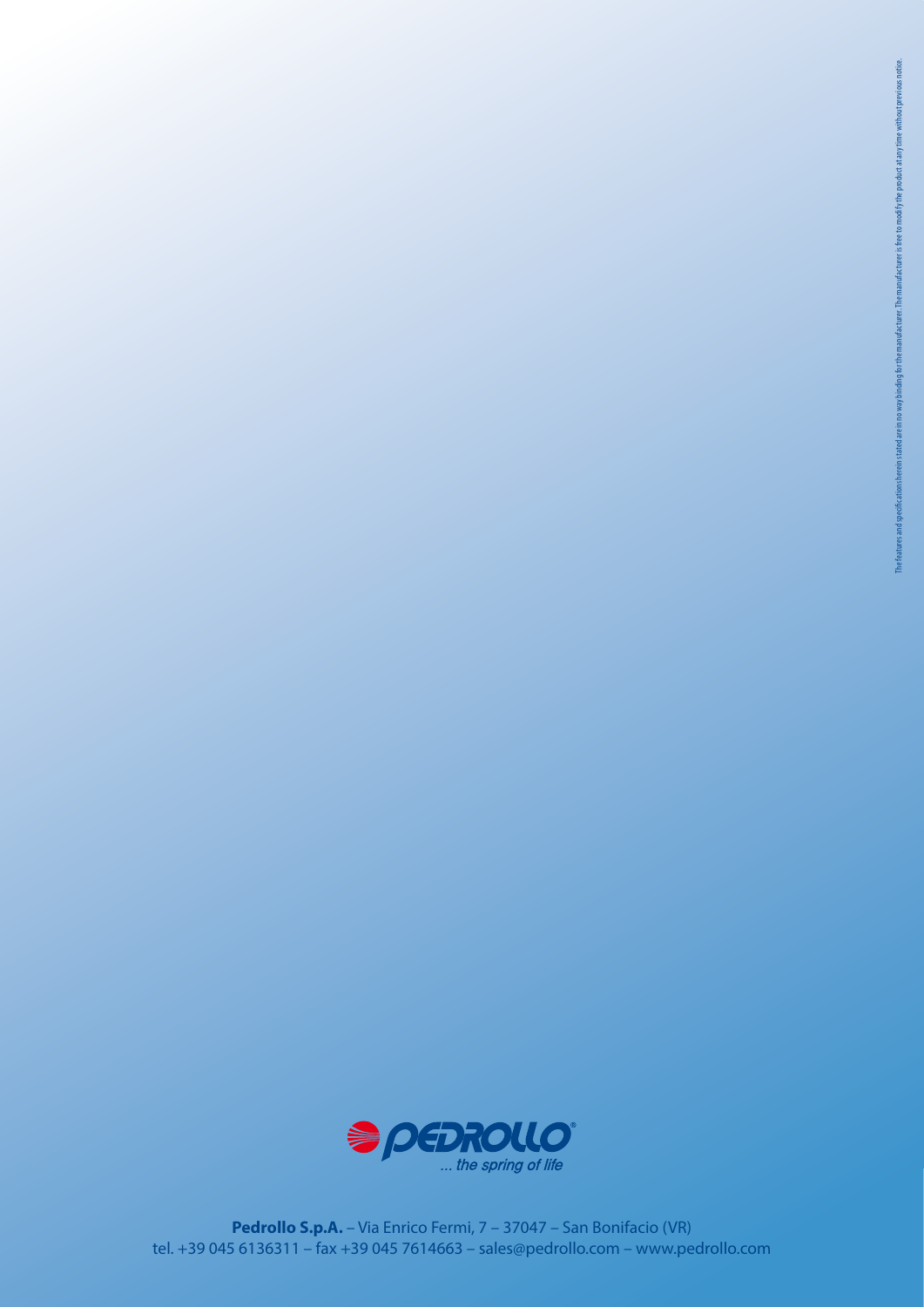The features and specifications herein stated are in no way binding for the manufacturer. The manufacturer is free to modify the product at any time without previous notice.

PEDROLLO®

*... the spring of life*

**Pedrollo S.p.A.** – Via Enrico Fermi, 7 – 37047 – San Bonifacio (VR)
tel. +39 045 6136311 – fax +39 045 7614663 – sales@pedrollo.com – www.pedrollo.com